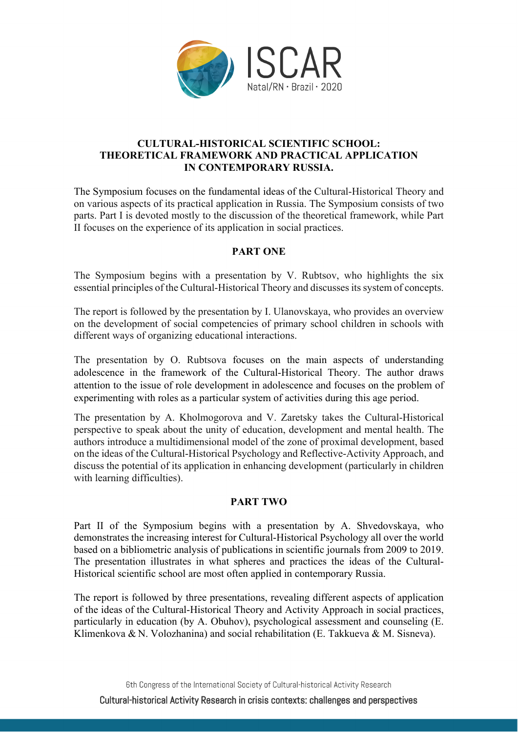# CULTURAL-HISTORICAL SCIENTIFIC SCHOOL: THEORETICAL FRAMEWORK AND PRACTICAL APPLICATION IN CONTEMPORARY RUSSIA.

The Symposium focuses on the fundamental ideas of the Cultural-Historical Theory and on various aspects of its practical application in Russia. The Symposium consists of two parts. Part I is devoted mostly to the discussion of the theoretical framework, while Part II focuses on the experience of its application in social practices.

## PART ONE

The Symposium begins with a presentation by V. Rubtsov, who highlights the six essential principles of the Cultural-Historical Theory and discusses its system of concepts.

The report is followed by the presentation by I. Ulanovskaya, who provides an overview on the development of social competencies of primary school children in schools with different ways of organizing educational interactions.

The presentation by O. Rubtsova focuses on the main aspects of understanding adolescence in the framework of the Cultural-Historical Theory. The author draws attention to the issue of role development in adolescence and focuses on the problem of experimenting with roles as a particular system of activities during this age period.

The presentation by A. Kholmogorova and V. Zaretsky takes the Cultural-Historical perspective to speak about the unity of education, development and mental health. The authors introduce a multidimensional model of the zone of proximal development, based on the ideas of the Cultural-Historical Psychology and Reflective-Activity Approach, and discuss the potential of its application in enhancing development (particularly in children with learning difficulties).

## PART TWO

Part II of the Symposium begins with a presentation by A. Shvedovskaya, who demonstrates the increasing interest for Cultural-Historical Psychology all over the world based on a bibliometric analysis of publications in scientific journals from 2009 to 2019. The presentation illustrates in what spheres and practices the ideas of the Cultural-Historical scientific school are most often applied in contemporary Russia.

The report is followed by three presentations, revealing different aspects of application of the ideas of the Cultural-Historical Theory and Activity Approach in social practices, particularly in education (by A. Obuhov), psychological assessment and counseling (E. Klimenkova & N. Volozhanina) and social rehabilitation (E. Takkueva & M. Sisneva).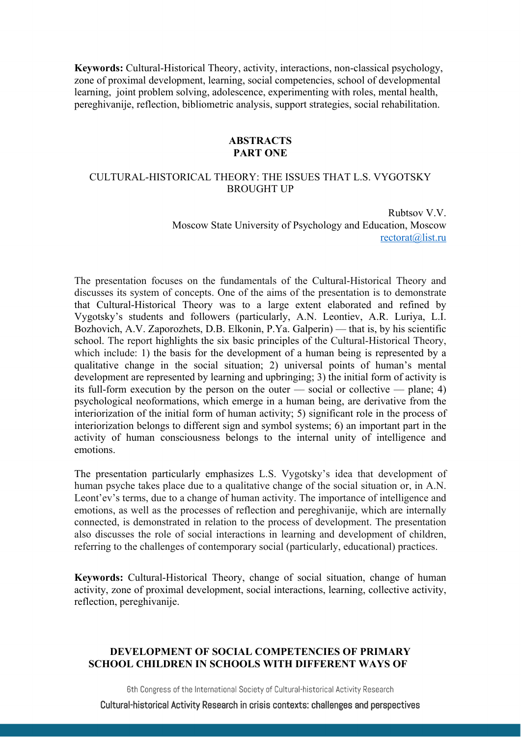**Keywords:** Cultural-Historical Theory, activity, interactions, non-classical psychology, zone of proximal development, learning, social competencies, school of developmental learning, joint problem solving, adolescence, experimenting with roles, mental health, pereghivanije, reflection, bibliometric analysis, support strategies, social rehabilitation.

## ABSTRACTS
## PART ONE

### CULTURAL-HISTORICAL THEORY: THE ISSUES THAT L.S. VYGOTSKY BROUGHT UP

Rubtsov V.V.
Moscow State University of Psychology and Education, Moscow
rectorat@list.ru

The presentation focuses on the fundamentals of the Cultural-Historical Theory and discusses its system of concepts. One of the aims of the presentation is to demonstrate that Cultural-Historical Theory was to a large extent elaborated and refined by Vygotsky's students and followers (particularly, A.N. Leontiev, A.R. Luriya, L.I. Bozhovich, A.V. Zaporozhets, D.B. Elkonin, P.Ya. Galperin) — that is, by his scientific school. The report highlights the six basic principles of the Cultural-Historical Theory, which include: 1) the basis for the development of a human being is represented by a qualitative change in the social situation; 2) universal points of human's mental development are represented by learning and upbringing; 3) the initial form of activity is its full-form execution by the person on the outer — social or collective — plane; 4) psychological neoformations, which emerge in a human being, are derivative from the interiorization of the initial form of human activity; 5) significant role in the process of interiorization belongs to different sign and symbol systems; 6) an important part in the activity of human consciousness belongs to the internal unity of intelligence and emotions.

The presentation particularly emphasizes L.S. Vygotsky's idea that development of human psyche takes place due to a qualitative change of the social situation or, in A.N. Leont'ev's terms, due to a change of human activity. The importance of intelligence and emotions, as well as the processes of reflection and pereghivanije, which are internally connected, is demonstrated in relation to the process of development. The presentation also discusses the role of social interactions in learning and development of children, referring to the challenges of contemporary social (particularly, educational) practices.

**Keywords:** Cultural-Historical Theory, change of social situation, change of human activity, zone of proximal development, social interactions, learning, collective activity, reflection, pereghivanije.

### DEVELOPMENT OF SOCIAL COMPETENCIES OF PRIMARY SCHOOL CHILDREN IN SCHOOLS WITH DIFFERENT WAYS OF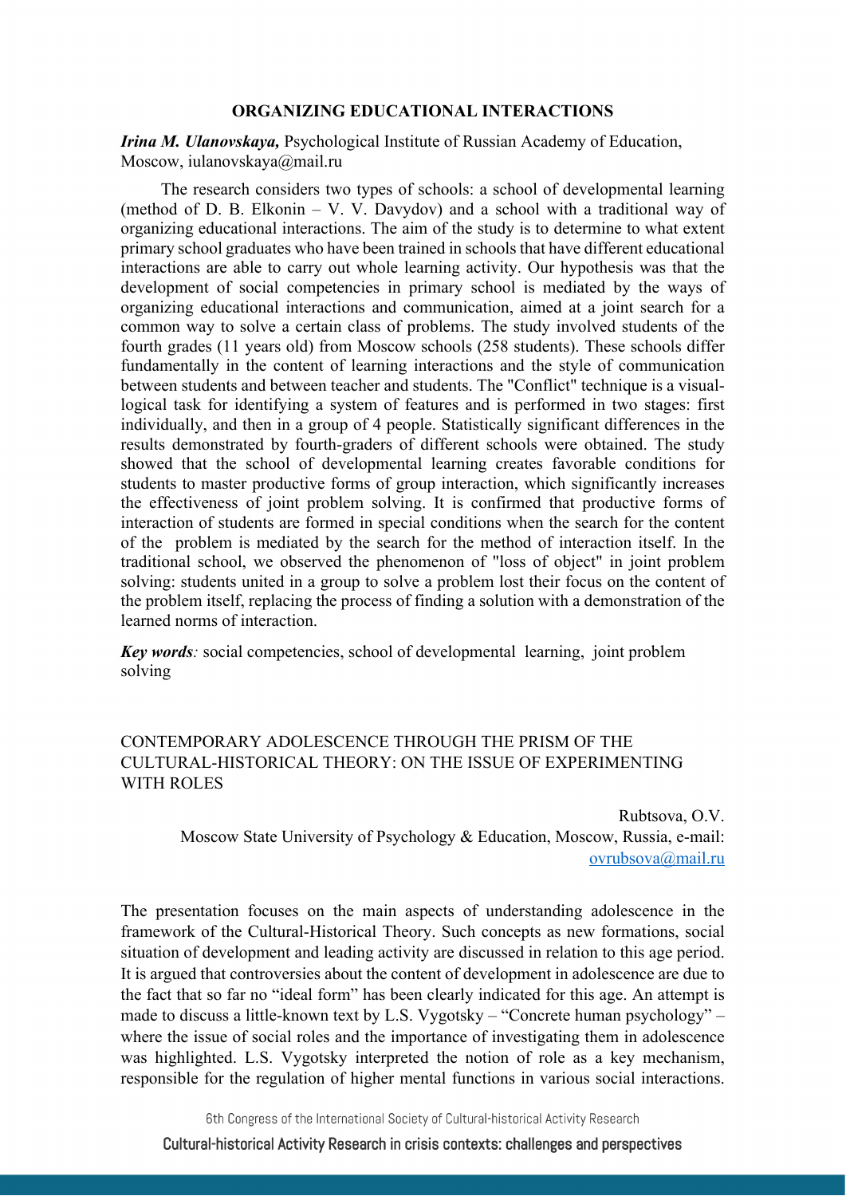## ORGANIZING EDUCATIONAL INTERACTIONS

***Irina M. Ulanovskaya,*** Psychological Institute of Russian Academy of Education, Moscow, iulanovskaya@mail.ru

The research considers two types of schools: a school of developmental learning (method of D. B. Elkonin – V. V. Davydov) and a school with a traditional way of organizing educational interactions. The aim of the study is to determine to what extent primary school graduates who have been trained in schools that have different educational interactions are able to carry out whole learning activity. Our hypothesis was that the development of social competencies in primary school is mediated by the ways of organizing educational interactions and communication, aimed at a joint search for a common way to solve a certain class of problems. The study involved students of the fourth grades (11 years old) from Moscow schools (258 students). These schools differ fundamentally in the content of learning interactions and the style of communication between students and between teacher and students. The "Conflict" technique is a visual-logical task for identifying a system of features and is performed in two stages: first individually, and then in a group of 4 people. Statistically significant differences in the results demonstrated by fourth-graders of different schools were obtained. The study showed that the school of developmental learning creates favorable conditions for students to master productive forms of group interaction, which significantly increases the effectiveness of joint problem solving. It is confirmed that productive forms of interaction of students are formed in special conditions when the search for the content of the problem is mediated by the search for the method of interaction itself. In the traditional school, we observed the phenomenon of "loss of object" in joint problem solving: students united in a group to solve a problem lost their focus on the content of the problem itself, replacing the process of finding a solution with a demonstration of the learned norms of interaction.

***Key words****:* social competencies, school of developmental learning, joint problem solving

## CONTEMPORARY ADOLESCENCE THROUGH THE PRISM OF THE CULTURAL-HISTORICAL THEORY: ON THE ISSUE OF EXPERIMENTING WITH ROLES

Rubtsova, O.V.
Moscow State University of Psychology & Education, Moscow, Russia, e-mail: ovrubsova@mail.ru

The presentation focuses on the main aspects of understanding adolescence in the framework of the Cultural-Historical Theory. Such concepts as new formations, social situation of development and leading activity are discussed in relation to this age period. It is argued that controversies about the content of development in adolescence are due to the fact that so far no "ideal form" has been clearly indicated for this age. An attempt is made to discuss a little-known text by L.S. Vygotsky – "Concrete human psychology" – where the issue of social roles and the importance of investigating them in adolescence was highlighted. L.S. Vygotsky interpreted the notion of role as a key mechanism, responsible for the regulation of higher mental functions in various social interactions.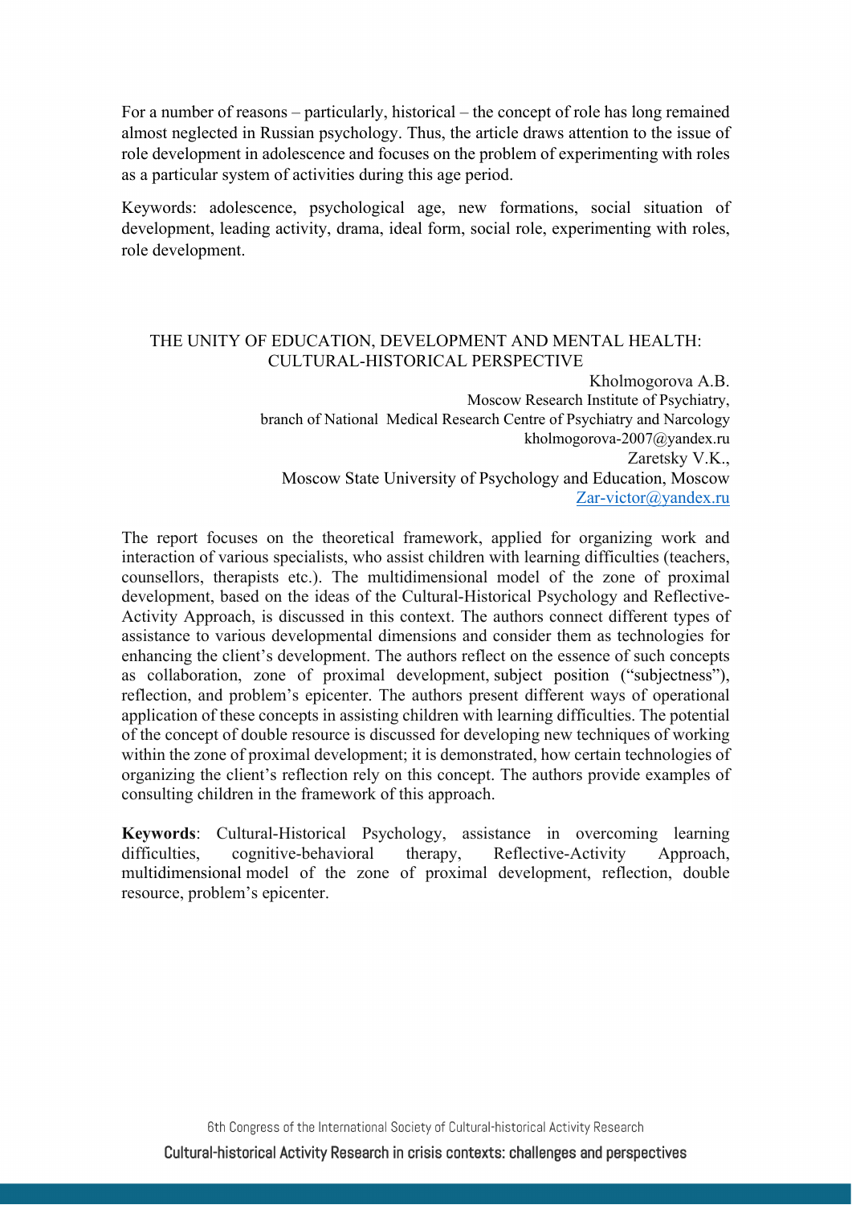For a number of reasons – particularly, historical – the concept of role has long remained almost neglected in Russian psychology. Thus, the article draws attention to the issue of role development in adolescence and focuses on the problem of experimenting with roles as a particular system of activities during this age period.

Keywords: adolescence, psychological age, new formations, social situation of development, leading activity, drama, ideal form, social role, experimenting with roles, role development.

## THE UNITY OF EDUCATION, DEVELOPMENT AND MENTAL HEALTH: CULTURAL-HISTORICAL PERSPECTIVE

Kholmogorova A.B.
Moscow Research Institute of Psychiatry,
branch of National Medical Research Centre of Psychiatry and Narcology
kholmogorova-2007@yandex.ru
Zaretsky V.K.,
Moscow State University of Psychology and Education, Moscow
Zar-victor@yandex.ru

The report focuses on the theoretical framework, applied for organizing work and interaction of various specialists, who assist children with learning difficulties (teachers, counsellors, therapists etc.). The multidimensional model of the zone of proximal development, based on the ideas of the Cultural-Historical Psychology and Reflective-Activity Approach, is discussed in this context. The authors connect different types of assistance to various developmental dimensions and consider them as technologies for enhancing the client's development. The authors reflect on the essence of such concepts as collaboration, zone of proximal development, subject position ("subjectness"), reflection, and problem's epicenter. The authors present different ways of operational application of these concepts in assisting children with learning difficulties. The potential of the concept of double resource is discussed for developing new techniques of working within the zone of proximal development; it is demonstrated, how certain technologies of organizing the client's reflection rely on this concept. The authors provide examples of consulting children in the framework of this approach.

**Keywords**: Cultural-Historical Psychology, assistance in overcoming learning difficulties, cognitive-behavioral therapy, Reflective-Activity Approach, multidimensional model of the zone of proximal development, reflection, double resource, problem's epicenter.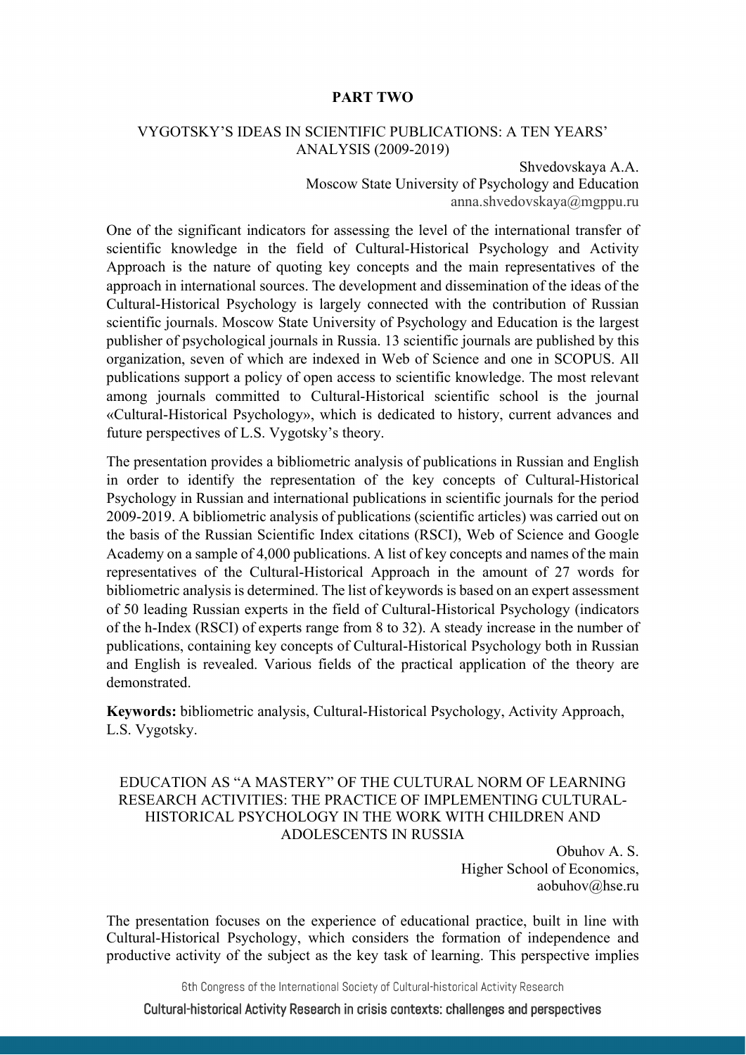## PART TWO

### VYGOTSKY'S IDEAS IN SCIENTIFIC PUBLICATIONS: A TEN YEARS' ANALYSIS (2009-2019)

Shvedovskaya A.A.
Moscow State University of Psychology and Education
anna.shvedovskaya@mgppu.ru

One of the significant indicators for assessing the level of the international transfer of scientific knowledge in the field of Cultural-Historical Psychology and Activity Approach is the nature of quoting key concepts and the main representatives of the approach in international sources. The development and dissemination of the ideas of the Cultural-Historical Psychology is largely connected with the contribution of Russian scientific journals. Moscow State University of Psychology and Education is the largest publisher of psychological journals in Russia. 13 scientific journals are published by this organization, seven of which are indexed in Web of Science and one in SCOPUS. All publications support a policy of open access to scientific knowledge. The most relevant among journals committed to Cultural-Historical scientific school is the journal «Cultural-Historical Psychology», which is dedicated to history, current advances and future perspectives of L.S. Vygotsky's theory.

The presentation provides a bibliometric analysis of publications in Russian and English in order to identify the representation of the key concepts of Cultural-Historical Psychology in Russian and international publications in scientific journals for the period 2009-2019. A bibliometric analysis of publications (scientific articles) was carried out on the basis of the Russian Scientific Index citations (RSCI), Web of Science and Google Academy on a sample of 4,000 publications. A list of key concepts and names of the main representatives of the Cultural-Historical Approach in the amount of 27 words for bibliometric analysis is determined. The list of keywords is based on an expert assessment of 50 leading Russian experts in the field of Cultural-Historical Psychology (indicators of the h-Index (RSCI) of experts range from 8 to 32). A steady increase in the number of publications, containing key concepts of Cultural-Historical Psychology both in Russian and English is revealed. Various fields of the practical application of the theory are demonstrated.

**Keywords:** bibliometric analysis, Cultural-Historical Psychology, Activity Approach, L.S. Vygotsky.

### EDUCATION AS "A MASTERY" OF THE CULTURAL NORM OF LEARNING RESEARCH ACTIVITIES: THE PRACTICE OF IMPLEMENTING CULTURAL-HISTORICAL PSYCHOLOGY IN THE WORK WITH CHILDREN AND ADOLESCENTS IN RUSSIA

Obuhov A. S.
Higher School of Economics,
aobuhov@hse.ru

The presentation focuses on the experience of educational practice, built in line with Cultural-Historical Psychology, which considers the formation of independence and productive activity of the subject as the key task of learning. This perspective implies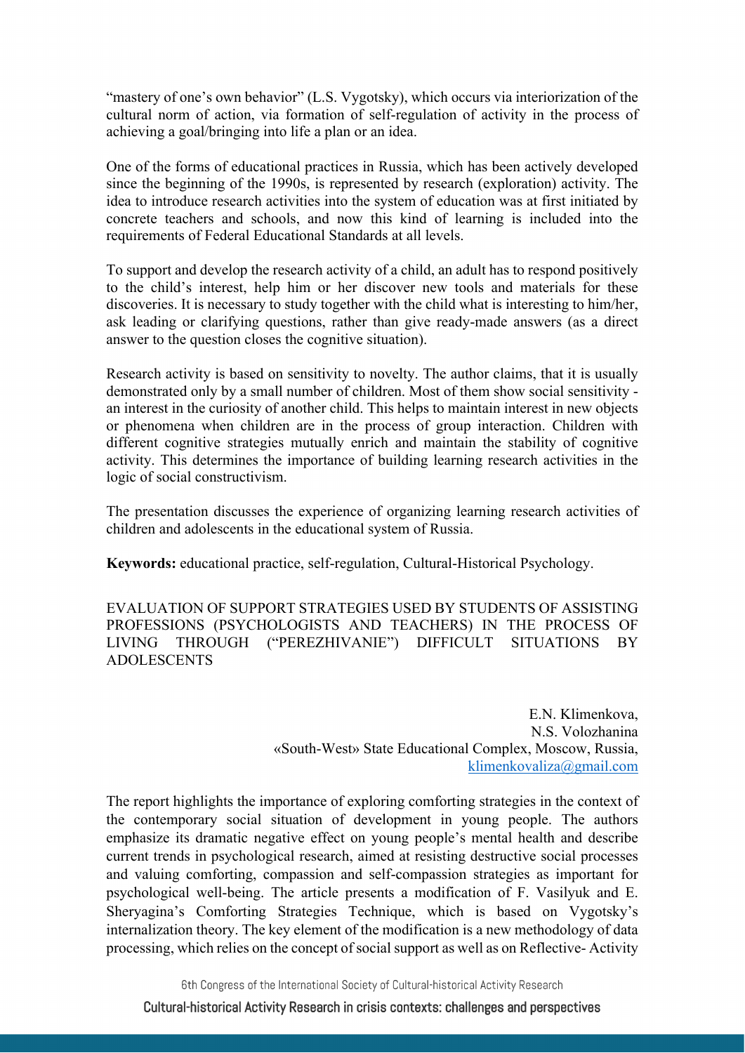"mastery of one's own behavior" (L.S. Vygotsky), which occurs via interiorization of the cultural norm of action, via formation of self-regulation of activity in the process of achieving a goal/bringing into life a plan or an idea.

One of the forms of educational practices in Russia, which has been actively developed since the beginning of the 1990s, is represented by research (exploration) activity. The idea to introduce research activities into the system of education was at first initiated by concrete teachers and schools, and now this kind of learning is included into the requirements of Federal Educational Standards at all levels.

To support and develop the research activity of a child, an adult has to respond positively to the child's interest, help him or her discover new tools and materials for these discoveries. It is necessary to study together with the child what is interesting to him/her, ask leading or clarifying questions, rather than give ready-made answers (as a direct answer to the question closes the cognitive situation).

Research activity is based on sensitivity to novelty. The author claims, that it is usually demonstrated only by a small number of children. Most of them show social sensitivity - an interest in the curiosity of another child. This helps to maintain interest in new objects or phenomena when children are in the process of group interaction. Children with different cognitive strategies mutually enrich and maintain the stability of cognitive activity. This determines the importance of building learning research activities in the logic of social constructivism.

The presentation discusses the experience of organizing learning research activities of children and adolescents in the educational system of Russia.

**Keywords:** educational practice, self-regulation, Cultural-Historical Psychology.

## EVALUATION OF SUPPORT STRATEGIES USED BY STUDENTS OF ASSISTING PROFESSIONS (PSYCHOLOGISTS AND TEACHERS) IN THE PROCESS OF LIVING THROUGH ("PEREZHIVANIE") DIFFICULT SITUATIONS BY ADOLESCENTS

E.N. Klimenkova,
N.S. Volozhanina
«South-West» State Educational Complex, Moscow, Russia,
klimenkovaliza@gmail.com

The report highlights the importance of exploring comforting strategies in the context of the contemporary social situation of development in young people. The authors emphasize its dramatic negative effect on young people's mental health and describe current trends in psychological research, aimed at resisting destructive social processes and valuing comforting, compassion and self-compassion strategies as important for psychological well-being. The article presents a modification of F. Vasilyuk and E. Sheryagina's Comforting Strategies Technique, which is based on Vygotsky's internalization theory. The key element of the modification is a new methodology of data processing, which relies on the concept of social support as well as on Reflective- Activity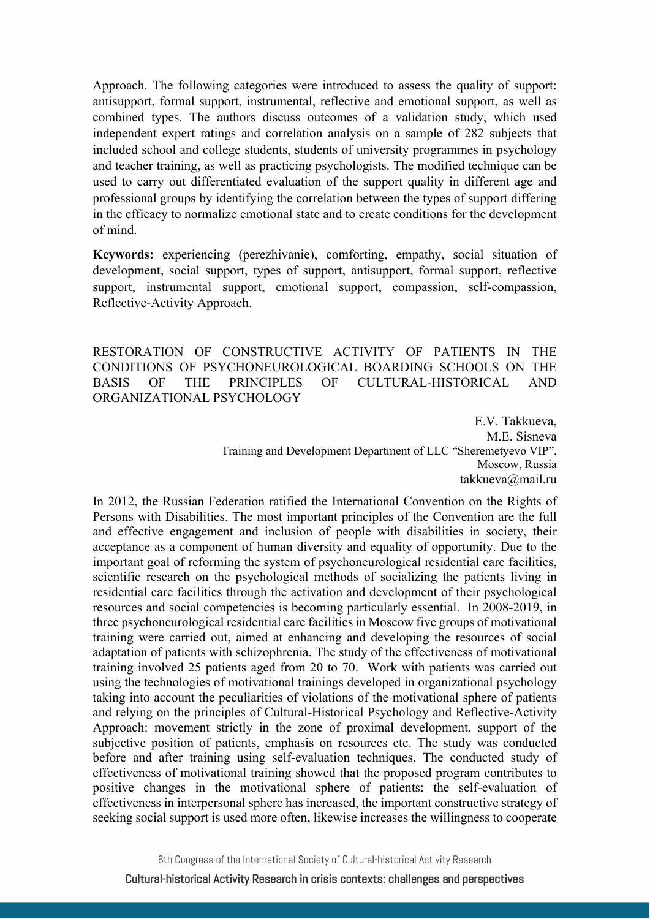Approach. The following categories were introduced to assess the quality of support: antisupport, formal support, instrumental, reflective and emotional support, as well as combined types. The authors discuss outcomes of a validation study, which used independent expert ratings and correlation analysis on a sample of 282 subjects that included school and college students, students of university programmes in psychology and teacher training, as well as practicing psychologists. The modified technique can be used to carry out differentiated evaluation of the support quality in different age and professional groups by identifying the correlation between the types of support differing in the efficacy to normalize emotional state and to create conditions for the development of mind.

**Keywords:** experiencing (perezhivanie), comforting, empathy, social situation of development, social support, types of support, antisupport, formal support, reflective support, instrumental support, emotional support, compassion, self-compassion, Reflective-Activity Approach.

## RESTORATION OF CONSTRUCTIVE ACTIVITY OF PATIENTS IN THE CONDITIONS OF PSYCHONEUROLOGICAL BOARDING SCHOOLS ON THE BASIS OF THE PRINCIPLES OF CULTURAL-HISTORICAL AND ORGANIZATIONAL PSYCHOLOGY

E.V. Takkueva,
M.E. Sisneva
Training and Development Department of LLC "Sheremetyevo VIP",
Moscow, Russia
takkueva@mail.ru

In 2012, the Russian Federation ratified the International Convention on the Rights of Persons with Disabilities. The most important principles of the Convention are the full and effective engagement and inclusion of people with disabilities in society, their acceptance as a component of human diversity and equality of opportunity. Due to the important goal of reforming the system of psychoneurological residential care facilities, scientific research on the psychological methods of socializing the patients living in residential care facilities through the activation and development of their psychological resources and social competencies is becoming particularly essential. In 2008-2019, in three psychoneurological residential care facilities in Moscow five groups of motivational training were carried out, aimed at enhancing and developing the resources of social adaptation of patients with schizophrenia. The study of the effectiveness of motivational training involved 25 patients aged from 20 to 70. Work with patients was carried out using the technologies of motivational trainings developed in organizational psychology taking into account the peculiarities of violations of the motivational sphere of patients and relying on the principles of Cultural-Historical Psychology and Reflective-Activity Approach: movement strictly in the zone of proximal development, support of the subjective position of patients, emphasis on resources etc. The study was conducted before and after training using self-evaluation techniques. The conducted study of effectiveness of motivational training showed that the proposed program contributes to positive changes in the motivational sphere of patients: the self-evaluation of effectiveness in interpersonal sphere has increased, the important constructive strategy of seeking social support is used more often, likewise increases the willingness to cooperate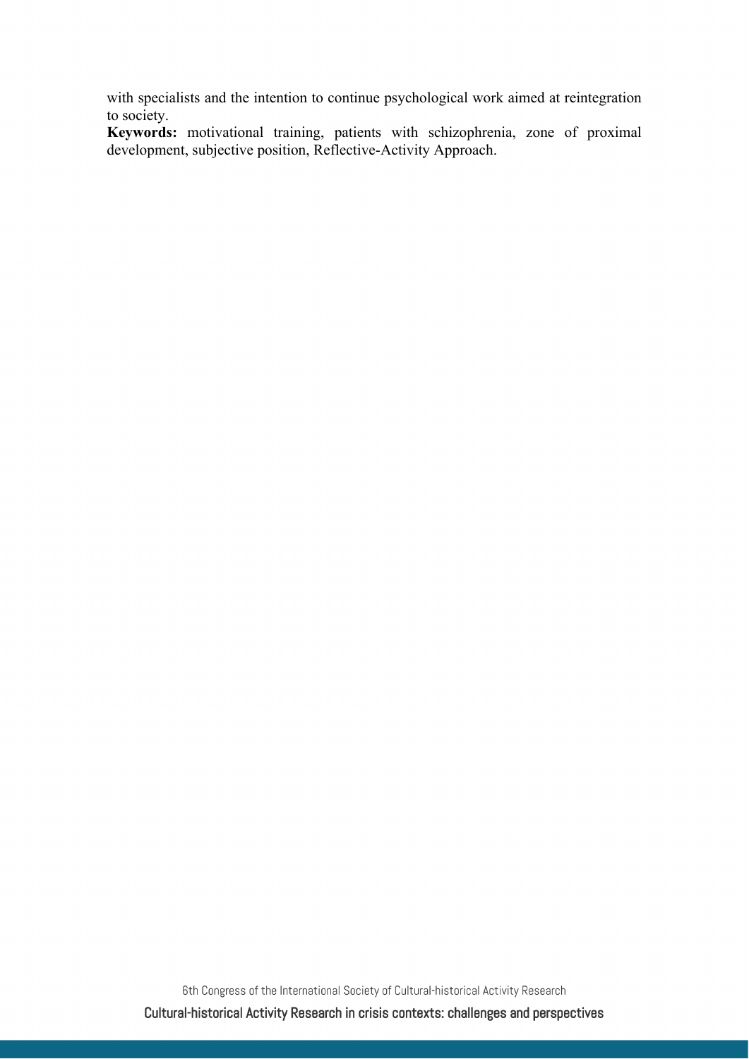with specialists and the intention to continue psychological work aimed at reintegration to society.

**Keywords:** motivational training, patients with schizophrenia, zone of proximal development, subjective position, Reflective-Activity Approach.